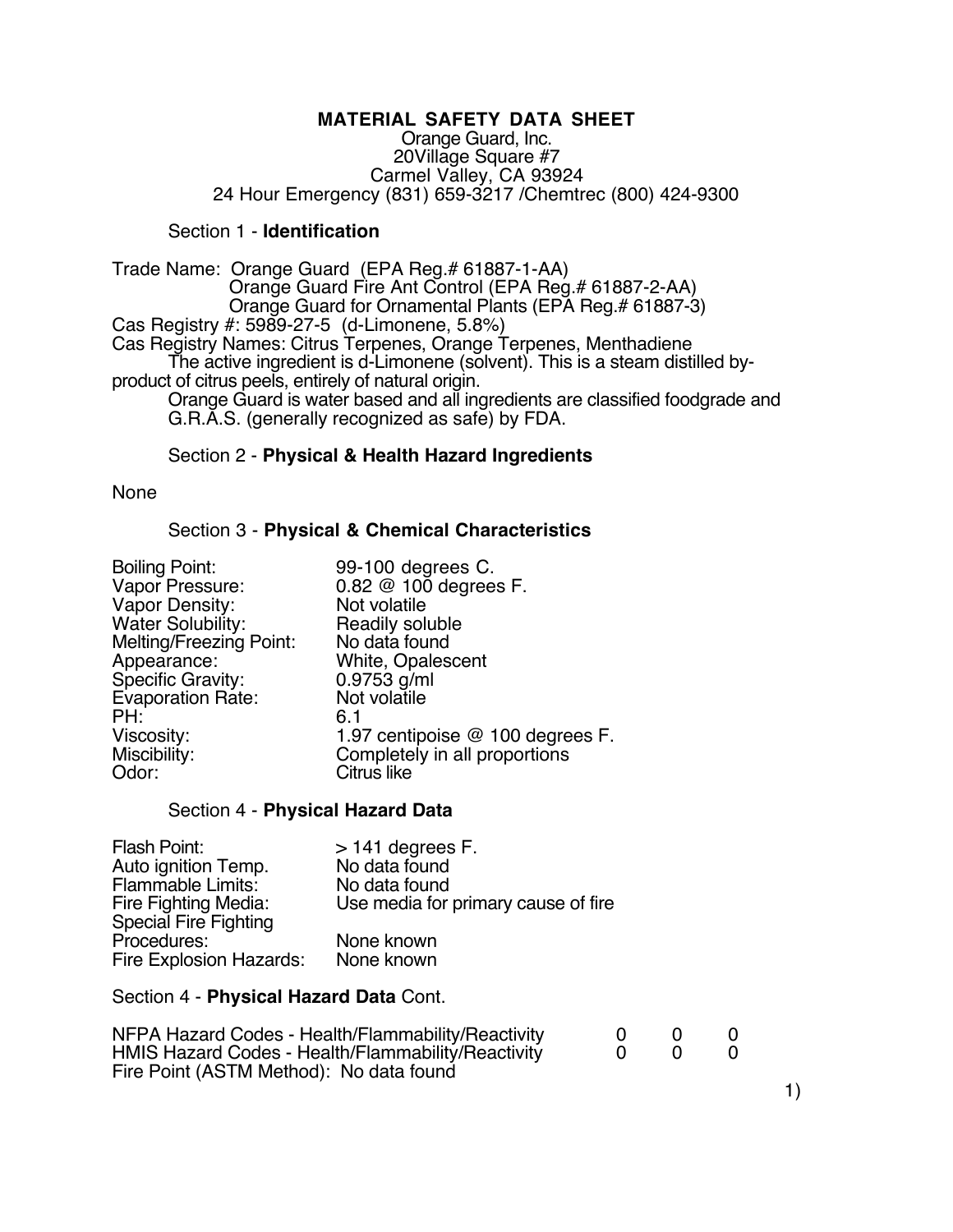# MATERIAL SAFETY DATA SHEET

Orange Guard, Inc.
20Village Square #7
Carmel Valley, CA 93924
24 Hour Emergency (831) 659-3217 /Chemtrec (800) 424-9300

## Section 1 - **Identification**

Trade Name: Orange Guard (EPA Reg.# 61887-1-AA)
Orange Guard Fire Ant Control (EPA Reg.# 61887-2-AA)
Orange Guard for Ornamental Plants (EPA Reg.# 61887-3)

Cas Registry #: 5989-27-5 (d-Limonene, 5.8%)

Cas Registry Names: Citrus Terpenes, Orange Terpenes, Menthadiene

The active ingredient is d-Limonene (solvent). This is a steam distilled by-product of citrus peels, entirely of natural origin.

Orange Guard is water based and all ingredients are classified foodgrade and G.R.A.S. (generally recognized as safe) by FDA.

## Section 2 - **Physical & Health Hazard Ingredients**

None

## Section 3 - **Physical & Chemical Characteristics**

| | |
|---|---|
| Boiling Point: | 99-100 degrees C. |
| Vapor Pressure: | 0.82 @ 100 degrees F. |
| Vapor Density: | Not volatile |
| Water Solubility: | Readily soluble |
| Melting/Freezing Point: | No data found |
| Appearance: | White, Opalescent |
| Specific Gravity: | 0.9753 g/ml |
| Evaporation Rate: | Not volatile |
| PH: | 6.1 |
| Viscosity: | 1.97 centipoise @ 100 degrees F. |
| Miscibility: | Completely in all proportions |
| Odor: | Citrus like |

## Section 4 - **Physical Hazard Data**

| | |
|---|---|
| Flash Point: | > 141 degrees F. |
| Auto ignition Temp. | No data found |
| Flammable Limits: | No data found |
| Fire Fighting Media: | Use media for primary cause of fire |
| Special Fire Fighting Procedures: | None known |
| Fire Explosion Hazards: | None known |

## Section 4 - **Physical Hazard Data** Cont.

| | | | |
|---|---|---|---|
| NFPA Hazard Codes - Health/Flammability/Reactivity | 0 | 0 | 0 |
| HMIS Hazard Codes - Health/Flammability/Reactivity | 0 | 0 | 0 |

Fire Point (ASTM Method): No data found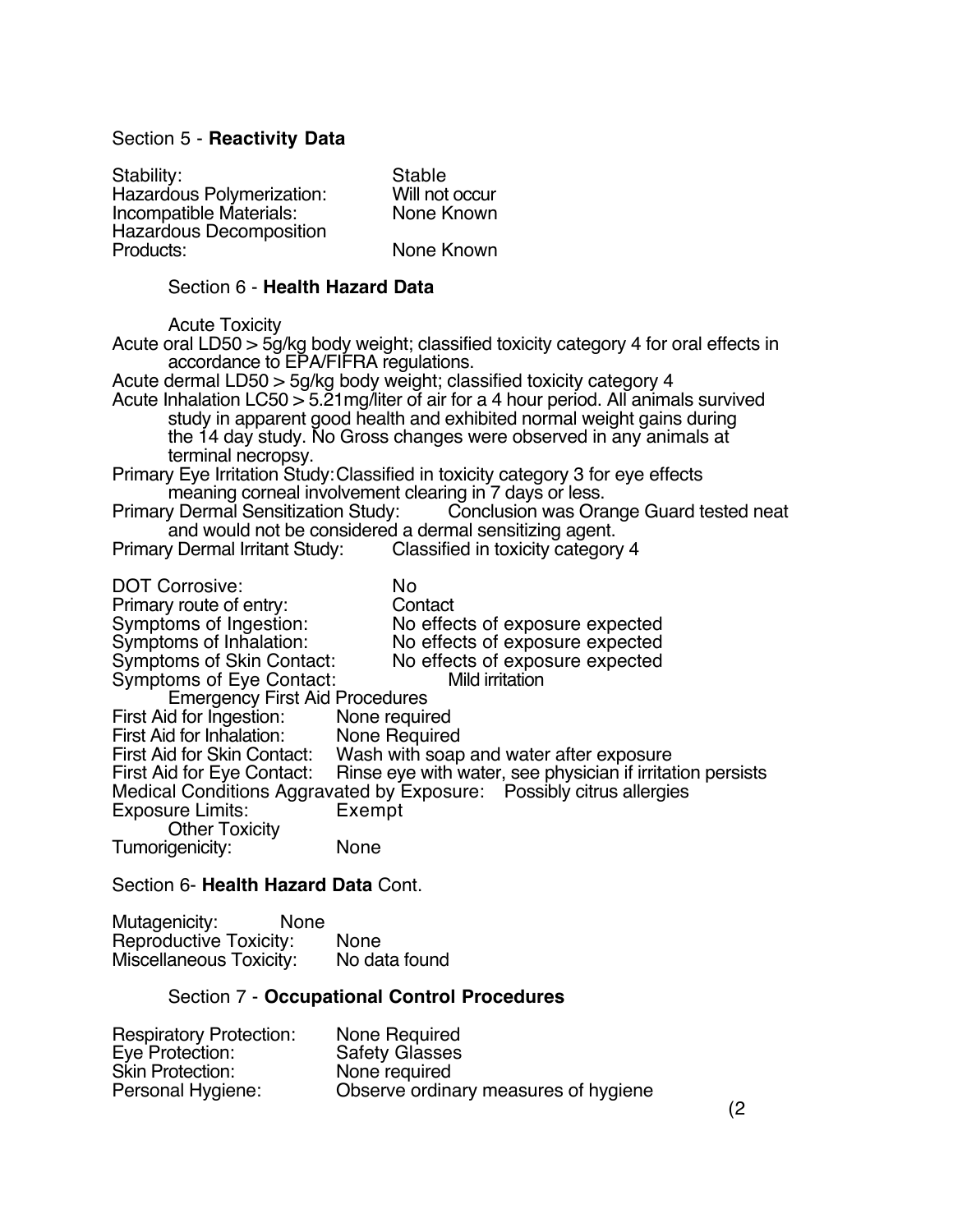## Section 5 - **Reactivity Data**

| | |
|---|---|
| Stability: | Stable |
| Hazardous Polymerization: | Will not occur |
| Incompatible Materials: | None Known |
| Hazardous Decomposition Products: | None Known |

## Section 6 - **Health Hazard Data**

Acute Toxicity

Acute oral LD50 > 5g/kg body weight; classified toxicity category 4 for oral effects in accordance to EPA/FIFRA regulations.

Acute dermal LD50 > 5g/kg body weight; classified toxicity category 4

Acute Inhalation LC50 > 5.21mg/liter of air for a 4 hour period. All animals survived study in apparent good health and exhibited normal weight gains during the 14 day study. No Gross changes were observed in any animals at terminal necropsy.

Primary Eye Irritation Study: Classified in toxicity category 3 for eye effects meaning corneal involvement clearing in 7 days or less.

Primary Dermal Sensitization Study: Conclusion was Orange Guard tested neat and would not be considered a dermal sensitizing agent.

Primary Dermal Irritant Study: Classified in toxicity category 4

| | |
|---|---|
| DOT Corrosive: | No |
| Primary route of entry: | Contact |
| Symptoms of Ingestion: | No effects of exposure expected |
| Symptoms of Inhalation: | No effects of exposure expected |
| Symptoms of Skin Contact: | No effects of exposure expected |
| Symptoms of Eye Contact: | Mild irritation |

Emergency First Aid Procedures

| | |
|---|---|
| First Aid for Ingestion: | None required |
| First Aid for Inhalation: | None Required |
| First Aid for Skin Contact: | Wash with soap and water after exposure |
| First Aid for Eye Contact: | Rinse eye with water, see physician if irritation persists |

Medical Conditions Aggravated by Exposure: Possibly citrus allergies

Exposure Limits: Exempt

Other Toxicity

Tumorigenicity: None

## Section 6- **Health Hazard Data** Cont.

| | |
|---|---|
| Mutagenicity: | None |
| Reproductive Toxicity: | None |
| Miscellaneous Toxicity: | No data found |

## Section 7 - **Occupational Control Procedures**

| | |
|---|---|
| Respiratory Protection: | None Required |
| Eye Protection: | Safety Glasses |
| Skin Protection: | None required |
| Personal Hygiene: | Observe ordinary measures of hygiene |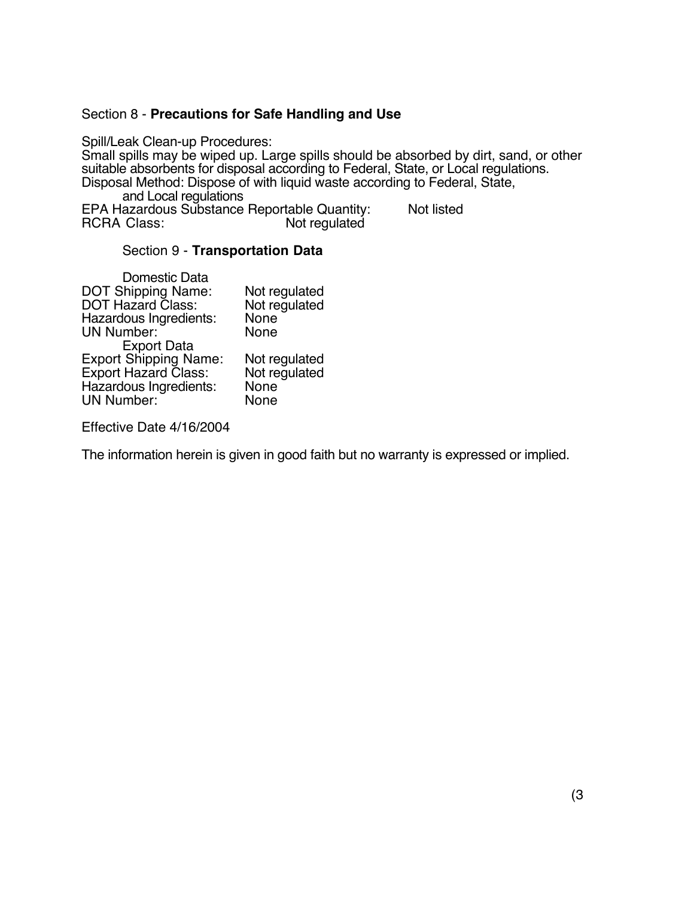Section 8 - **Precautions for Safe Handling and Use**

Spill/Leak Clean-up Procedures:
Small spills may be wiped up. Large spills should be absorbed by dirt, sand, or other suitable absorbents for disposal according to Federal, State, or Local regulations.
Disposal Method: Dispose of with liquid waste according to Federal, State, and Local regulations

EPA Hazardous Substance Reportable Quantity: Not listed
RCRA Class: Not regulated

Section 9 - **Transportation Data**

| | |
|---|---|
| Domestic Data | |
| DOT Shipping Name: | Not regulated |
| DOT Hazard Class: | Not regulated |
| Hazardous Ingredients: | None |
| UN Number: | None |
| Export Data | |
| Export Shipping Name: | Not regulated |
| Export Hazard Class: | Not regulated |
| Hazardous Ingredients: | None |
| UN Number: | None |

Effective Date 4/16/2004

The information herein is given in good faith but no warranty is expressed or implied.